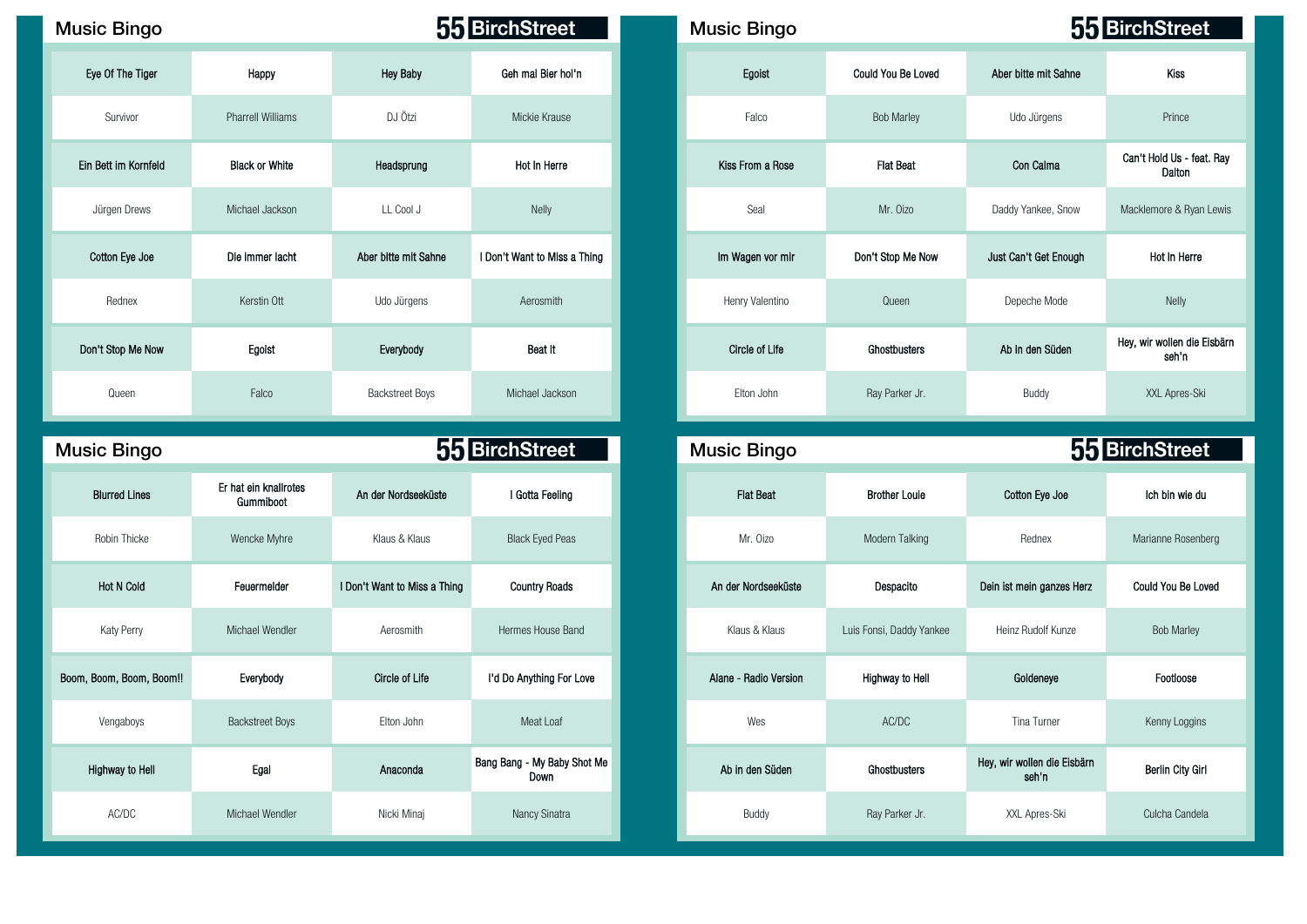## Music Bingo

**55 BirchStreet**

| Eye Of The Tiger | Happy | Hey Baby | Geh mal Bier hol'n |
|---|---|---|---|
| Survivor | Pharrell Williams | DJ Ötzi | Mickie Krause |
| Ein Bett im Kornfeld | Black or White | Headsprung | Hot In Herre |
| Jürgen Drews | Michael Jackson | LL Cool J | Nelly |
| Cotton Eye Joe | Die immer lacht | Aber bitte mit Sahne | I Don't Want to Miss a Thing |
| Rednex | Kerstin Ott | Udo Jürgens | Aerosmith |
| Don't Stop Me Now | Egoist | Everybody | Beat It |
| Queen | Falco | Backstreet Boys | Michael Jackson |

## Music Bingo

**55 BirchStreet**

| Egoist | Could You Be Loved | Aber bitte mit Sahne | Kiss |
|---|---|---|---|
| Falco | Bob Marley | Udo Jürgens | Prince |
| Kiss From a Rose | Flat Beat | Con Calma | Can't Hold Us - feat. Ray Dalton |
| Seal | Mr. Oizo | Daddy Yankee, Snow | Macklemore & Ryan Lewis |
| Im Wagen vor mir | Don't Stop Me Now | Just Can't Get Enough | Hot In Herre |
| Henry Valentino | Queen | Depeche Mode | Nelly |
| Circle of Life | Ghostbusters | Ab in den Süden | Hey, wir wollen die Eisbärn seh'n |
| Elton John | Ray Parker Jr. | Buddy | XXL Apres-Ski |

## Music Bingo

**55 BirchStreet**

| Blurred Lines | Er hat ein knallrotes Gummiboot | An der Nordseeküste | I Gotta Feeling |
|---|---|---|---|
| Robin Thicke | Wencke Myhre | Klaus & Klaus | Black Eyed Peas |
| Hot N Cold | Feuermelder | I Don't Want to Miss a Thing | Country Roads |
| Katy Perry | Michael Wendler | Aerosmith | Hermes House Band |
| Boom, Boom, Boom, Boom!! | Everybody | Circle of Life | I'd Do Anything For Love |
| Vengaboys | Backstreet Boys | Elton John | Meat Loaf |
| Highway to Hell | Egal | Anaconda | Bang Bang - My Baby Shot Me Down |
| AC/DC | Michael Wendler | Nicki Minaj | Nancy Sinatra |

## Music Bingo

**55 BirchStreet**

| Flat Beat | Brother Louie | Cotton Eye Joe | Ich bin wie du |
|---|---|---|---|
| Mr. Oizo | Modern Talking | Rednex | Marianne Rosenberg |
| An der Nordseeküste | Despacito | Dein ist mein ganzes Herz | Could You Be Loved |
| Klaus & Klaus | Luis Fonsi, Daddy Yankee | Heinz Rudolf Kunze | Bob Marley |
| Alane - Radio Version | Highway to Hell | Goldeneye | Footloose |
| Wes | AC/DC | Tina Turner | Kenny Loggins |
| Ab in den Süden | Ghostbusters | Hey, wir wollen die Eisbärn seh'n | Berlin City Girl |
| Buddy | Ray Parker Jr. | XXL Apres-Ski | Culcha Candela |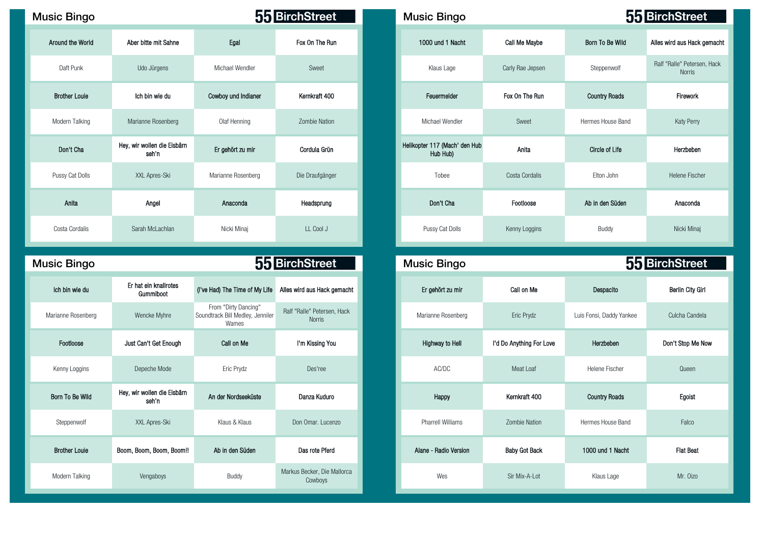## Music Bingo

55 BirchStreet

| Around the World | Aber bitte mit Sahne | Egal | Fox On The Run |
|---|---|---|---|
| Daft Punk | Udo Jürgens | Michael Wendler | Sweet |
| Brother Louie | Ich bin wie du | Cowboy und Indianer | Kernkraft 400 |
| Modern Talking | Marianne Rosenberg | Olaf Henning | Zombie Nation |
| Don't Cha | Hey, wir wollen die Eisbärn seh'n | Er gehört zu mir | Cordula Grün |
| Pussy Cat Dolls | XXL Apres-Ski | Marianne Rosenberg | Die Draufgänger |
| Anita | Angel | Anaconda | Headsprung |
| Costa Cordalis | Sarah McLachlan | Nicki Minaj | LL Cool J |

## Music Bingo

55 BirchStreet

| 1000 und 1 Nacht | Call Me Maybe | Born To Be Wild | Alles wird aus Hack gemacht |
|---|---|---|---|
| Klaus Lage | Carly Rae Jepsen | Steppenwolf | Ralf "Ralle" Petersen, Hack Norris |
| Feuermelder | Fox On The Run | Country Roads | Firework |
| Michael Wendler | Sweet | Hermes House Band | Katy Perry |
| Helikopter 117 (Mach' den Hub Hub Hub) | Anita | Circle of Life | Herzbeben |
| Tobee | Costa Cordalis | Elton John | Helene Fischer |
| Don't Cha | Footloose | Ab in den Süden | Anaconda |
| Pussy Cat Dolls | Kenny Loggins | Buddy | Nicki Minaj |

## Music Bingo

55 BirchStreet

| Ich bin wie du | Er hat ein knallrotes Gummiboot | (I've Had) The Time of My Life | Alles wird aus Hack gemacht |
|---|---|---|---|
| Marianne Rosenberg | Wencke Myhre | From "Dirty Dancing" Soundtrack Bill Medley, Jennifer Warnes | Ralf "Ralle" Petersen, Hack Norris |
| Footloose | Just Can't Get Enough | Call on Me | I'm Kissing You |
| Kenny Loggins | Depeche Mode | Eric Prydz | Des'ree |
| Born To Be Wild | Hey, wir wollen die Eisbärn seh'n | An der Nordseeküste | Danza Kuduro |
| Steppenwolf | XXL Apres-Ski | Klaus & Klaus | Don Omar. Lucenzo |
| Brother Louie | Boom, Boom, Boom, Boom!! | Ab in den Süden | Das rote Pferd |
| Modern Talking | Vengaboys | Buddy | Markus Becker, Die Mallorca Cowboys |

## Music Bingo

55 BirchStreet

| Er gehört zu mir | Call on Me | Despacito | Berlin City Girl |
|---|---|---|---|
| Marianne Rosenberg | Eric Prydz | Luis Fonsi, Daddy Yankee | Culcha Candela |
| Highway to Hell | I'd Do Anything For Love | Herzbeben | Don't Stop Me Now |
| AC/DC | Meat Loaf | Helene Fischer | Queen |
| Happy | Kernkraft 400 | Country Roads | Egoist |
| Pharrell Williams | Zombie Nation | Hermes House Band | Falco |
| Alane - Radio Version | Baby Got Back | 1000 und 1 Nacht | Flat Beat |
| Wes | Sir Mix-A-Lot | Klaus Lage | Mr. Oizo |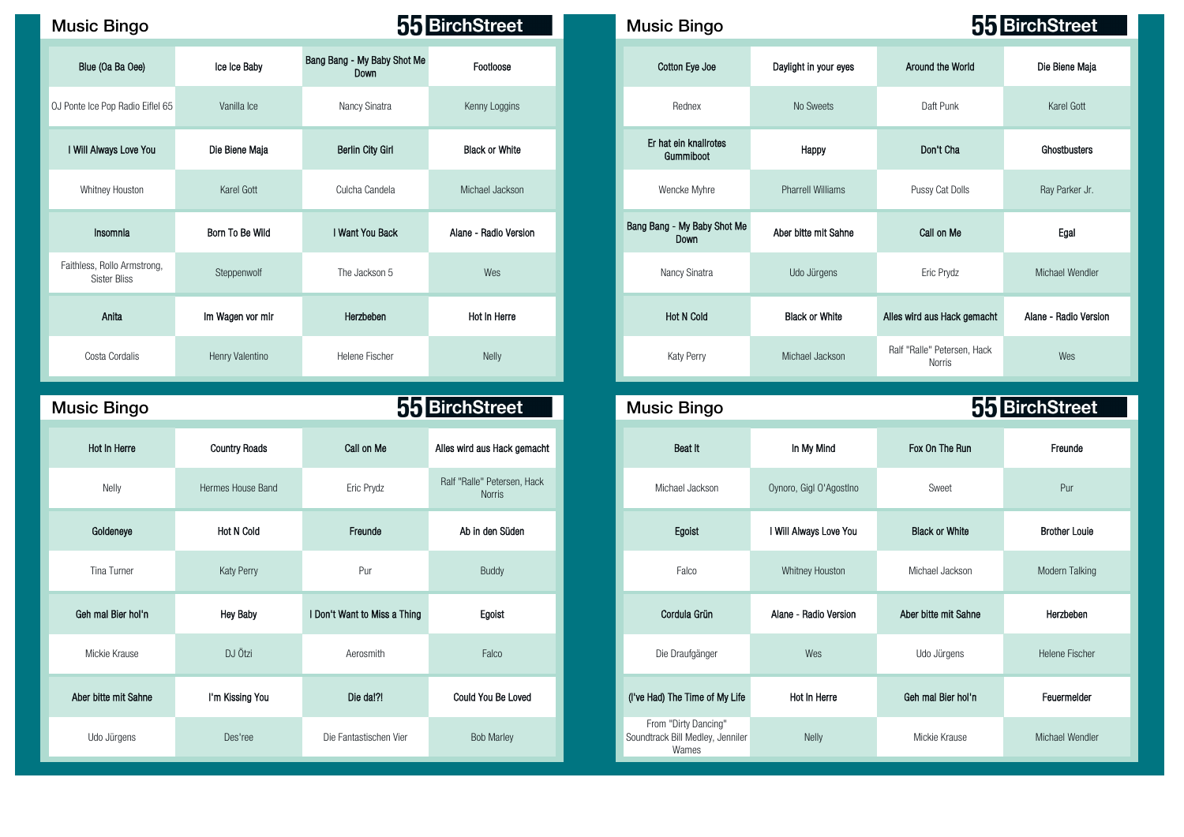## Music Bingo

**55 BirchStreet**

| Blue (Oa Ba Oee) | Ice Ice Baby | Bang Bang - My Baby Shot Me Down | Footloose |
|---|---|---|---|
| OJ Ponte Ice Pop Radio Eiflel 65 | Vanilla Ice | Nancy Sinatra | Kenny Loggins |
| I Will Always Love You | Die Biene Maja | Berlin City Girl | Black or White |
| Whitney Houston | Karel Gott | Culcha Candela | Michael Jackson |
| Insomnia | Born To Be Wild | I Want You Back | Alane - Radio Version |
| Faithless, Rollo Armstrong, Sister Bliss | Steppenwolf | The Jackson 5 | Wes |
| Anita | Im Wagen vor mir | Herzbeben | Hot In Herre |
| Costa Cordalis | Henry Valentino | Helene Fischer | Nelly |

## Music Bingo

**55 BirchStreet**

| Cotton Eye Joe | Daylight in your eyes | Around the World | Die Biene Maja |
|---|---|---|---|
| Rednex | No Sweets | Daft Punk | Karel Gott |
| Er hat ein knallrotes Gummiboot | Happy | Don't Cha | Ghostbusters |
| Wencke Myhre | Pharrell Williams | Pussy Cat Dolls | Ray Parker Jr. |
| Bang Bang - My Baby Shot Me Down | Aber bitte mit Sahne | Call on Me | Egal |
| Nancy Sinatra | Udo Jürgens | Eric Prydz | Michael Wendler |
| Hot N Cold | Black or White | Alles wird aus Hack gemacht | Alane - Radio Version |
| Katy Perry | Michael Jackson | Ralf "Ralle" Petersen, Hack Norris | Wes |

## Music Bingo

**55 BirchStreet**

| Hot In Herre | Country Roads | Call on Me | Alles wird aus Hack gemacht |
|---|---|---|---|
| Nelly | Hermes House Band | Eric Prydz | Ralf "Ralle" Petersen, Hack Norris |
| Goldeneye | Hot N Cold | Freunde | Ab in den Süden |
| Tina Turner | Katy Perry | Pur | Buddy |
| Geh mal Bier hol'n | Hey Baby | I Don't Want to Miss a Thing | Egoist |
| Mickie Krause | DJ Ötzi | Aerosmith | Falco |
| Aber bitte mit Sahne | I'm Kissing You | Die da!?! | Could You Be Loved |
| Udo Jürgens | Des'ree | Die Fantastischen Vier | Bob Marley |

## Music Bingo

**55 BirchStreet**

| Beat It | In My Mind | Fox On The Run | Freunde |
|---|---|---|---|
| Michael Jackson | Oynoro, Gigi O'Agostino | Sweet | Pur |
| Egoist | I Will Always Love You | Black or White | Brother Louie |
| Falco | Whitney Houston | Michael Jackson | Modern Talking |
| Cordula Grün | Alane - Radio Version | Aber bitte mit Sahne | Herzbeben |
| Die Draufgänger | Wes | Udo Jürgens | Helene Fischer |
| (I've Had) The Time of My Life | Hot In Herre | Geh mal Bier hol'n | Feuermelder |
| From "Dirty Dancing" Soundtrack Bill Medley, Jenniler Warnes | Nelly | Mickie Krause | Michael Wendler |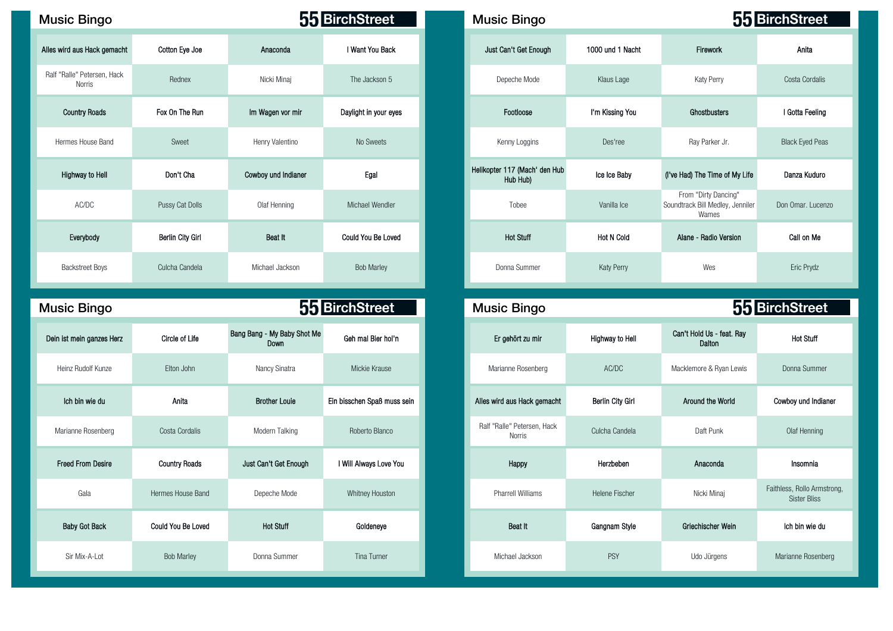## Music Bingo

55 BirchStreet

| | | | |
|---|---|---|---|
| Alles wird aus Hack gemacht | Cotton Eye Joe | Anaconda | I Want You Back |
| Ralf "Ralle" Petersen, Hack Norris | Rednex | Nicki Minaj | The Jackson 5 |
| Country Roads | Fox On The Run | Im Wagen vor mir | Daylight in your eyes |
| Hermes House Band | Sweet | Henry Valentino | No Sweets |
| Highway to Hell | Don't Cha | Cowboy und Indianer | Egal |
| AC/DC | Pussy Cat Dolls | Olaf Henning | Michael Wendler |
| Everybody | Berlin City Girl | Beat It | Could You Be Loved |
| Backstreet Boys | Culcha Candela | Michael Jackson | Bob Marley |

## Music Bingo

55 BirchStreet

| | | | |
|---|---|---|---|
| Just Can't Get Enough | 1000 und 1 Nacht | Firework | Anita |
| Depeche Mode | Klaus Lage | Katy Perry | Costa Cordalis |
| Footloose | I'm Kissing You | Ghostbusters | I Gotta Feeling |
| Kenny Loggins | Des'ree | Ray Parker Jr. | Black Eyed Peas |
| Helikopter 117 (Mach' den Hub Hub Hub) | Ice Ice Baby | (I've Had) The Time of My Life | Danza Kuduro |
| Tobee | Vanilla Ice | From "Dirty Dancing" Soundtrack Bill Medley, Jenniler Wames | Don Omar. Lucenzo |
| Hot Stuff | Hot N Cold | Alane - Radio Version | Call on Me |
| Donna Summer | Katy Perry | Wes | Eric Prydz |

## Music Bingo

55 BirchStreet

| | | | |
|---|---|---|---|
| Dein ist mein ganzes Herz | Circle of Life | Bang Bang - My Baby Shot Me Down | Geh mal Bier hol'n |
| Heinz Rudolf Kunze | Elton John | Nancy Sinatra | Mickie Krause |
| Ich bin wie du | Anita | Brother Louie | Ein bisschen Spaß muss sein |
| Marianne Rosenberg | Costa Cordalis | Modern Talking | Roberto Blanco |
| Freed From Desire | Country Roads | Just Can't Get Enough | I Will Always Love You |
| Gala | Hermes House Band | Depeche Mode | Whitney Houston |
| Baby Got Back | Could You Be Loved | Hot Stuff | Goldeneye |
| Sir Mix-A-Lot | Bob Marley | Donna Summer | Tina Turner |

## Music Bingo

55 BirchStreet

| | | | |
|---|---|---|---|
| Er gehört zu mir | Highway to Hell | Can't Hold Us - feat. Ray Dalton | Hot Stuff |
| Marianne Rosenberg | AC/DC | Macklemore & Ryan Lewis | Donna Summer |
| Alles wird aus Hack gemacht | Berlin City Girl | Around the World | Cowboy und Indianer |
| Ralf "Ralle" Petersen, Hack Norris | Culcha Candela | Daft Punk | Olaf Henning |
| Happy | Herzbeben | Anaconda | Insomnia |
| Pharrell Williams | Helene Fischer | Nicki Minaj | Faithless, Rollo Armstrong, Sister Bliss |
| Beat It | Gangnam Style | Griechischer Wein | Ich bin wie du |
| Michael Jackson | PSY | Udo Jürgens | Marianne Rosenberg |